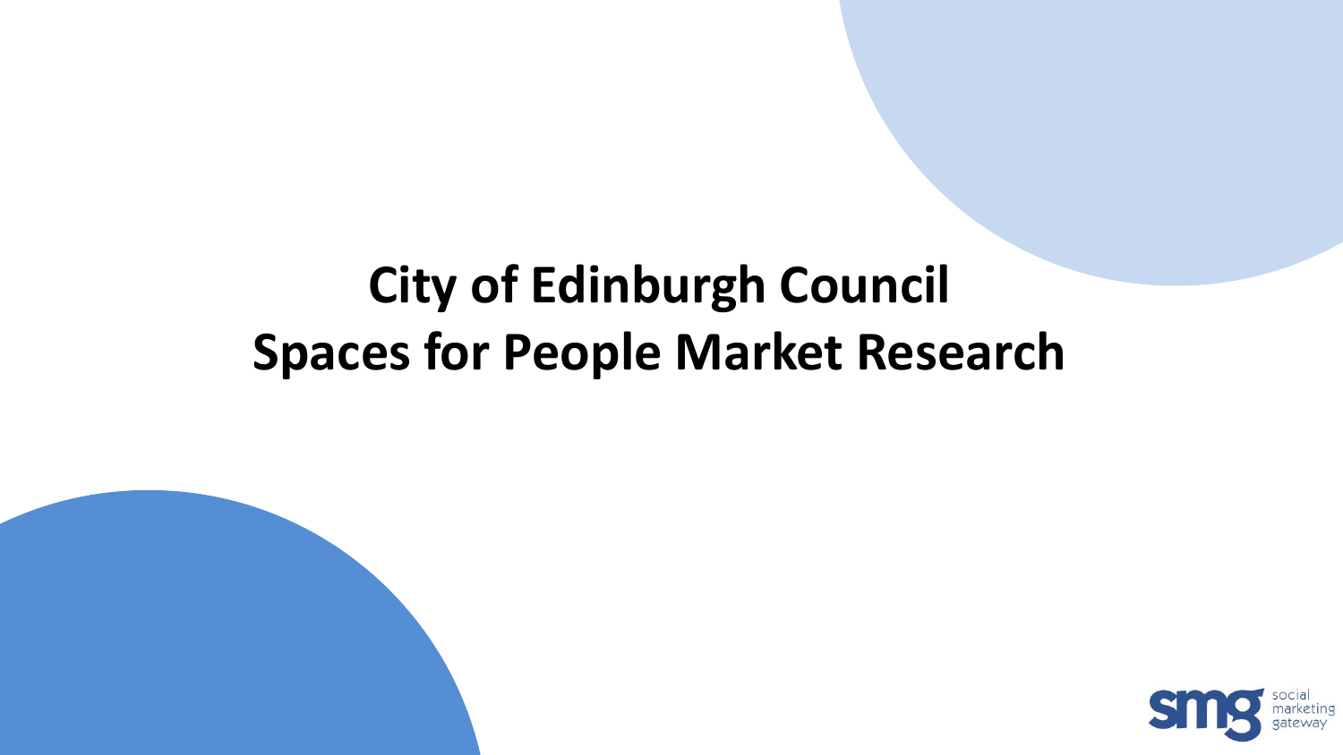# City of Edinburgh Council
# Spaces for People Market Research

social marketing gateway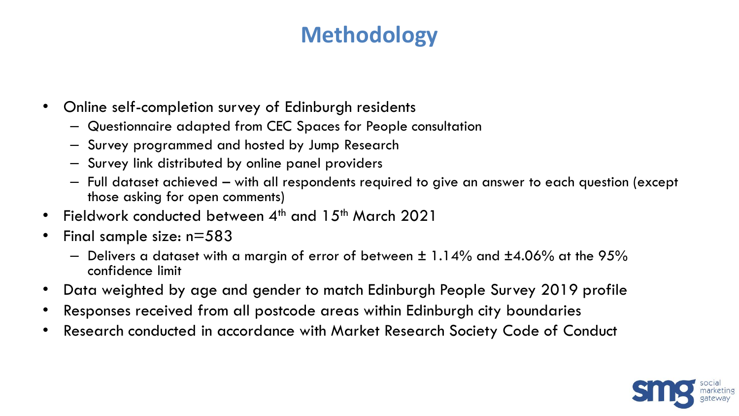# Methodology

- Online self-completion survey of Edinburgh residents
  - Questionnaire adapted from CEC Spaces for People consultation
  - Survey programmed and hosted by Jump Research
  - Survey link distributed by online panel providers
  - Full dataset achieved – with all respondents required to give an answer to each question (except those asking for open comments)
- Fieldwork conducted between 4th and 15th March 2021
- Final sample size: n=583
  - Delivers a dataset with a margin of error of between ± 1.14% and ±4.06% at the 95% confidence limit
- Data weighted by age and gender to match Edinburgh People Survey 2019 profile
- Responses received from all postcode areas within Edinburgh city boundaries
- Research conducted in accordance with Market Research Society Code of Conduct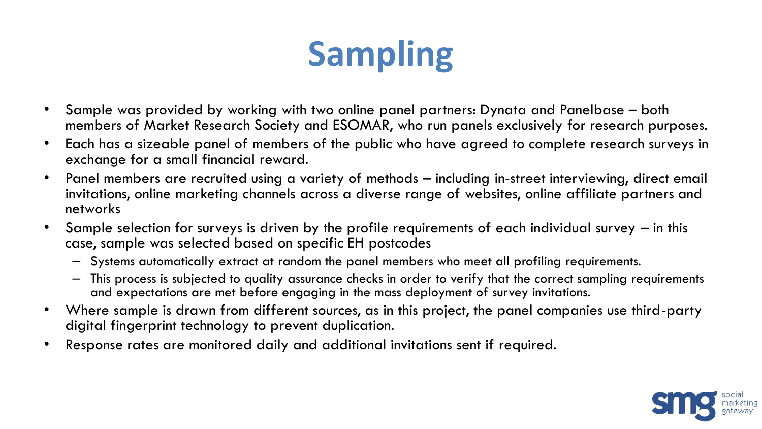# Sampling

- Sample was provided by working with two online panel partners: Dynata and Panelbase – both members of Market Research Society and ESOMAR, who run panels exclusively for research purposes.
- Each has a sizeable panel of members of the public who have agreed to complete research surveys in exchange for a small financial reward.
- Panel members are recruited using a variety of methods – including in-street interviewing, direct email invitations, online marketing channels across a diverse range of websites, online affiliate partners and networks
- Sample selection for surveys is driven by the profile requirements of each individual survey – in this case, sample was selected based on specific EH postcodes
  - Systems automatically extract at random the panel members who meet all profiling requirements.
  - This process is subjected to quality assurance checks in order to verify that the correct sampling requirements and expectations are met before engaging in the mass deployment of survey invitations.
- Where sample is drawn from different sources, as in this project, the panel companies use third-party digital fingerprint technology to prevent duplication.
- Response rates are monitored daily and additional invitations sent if required.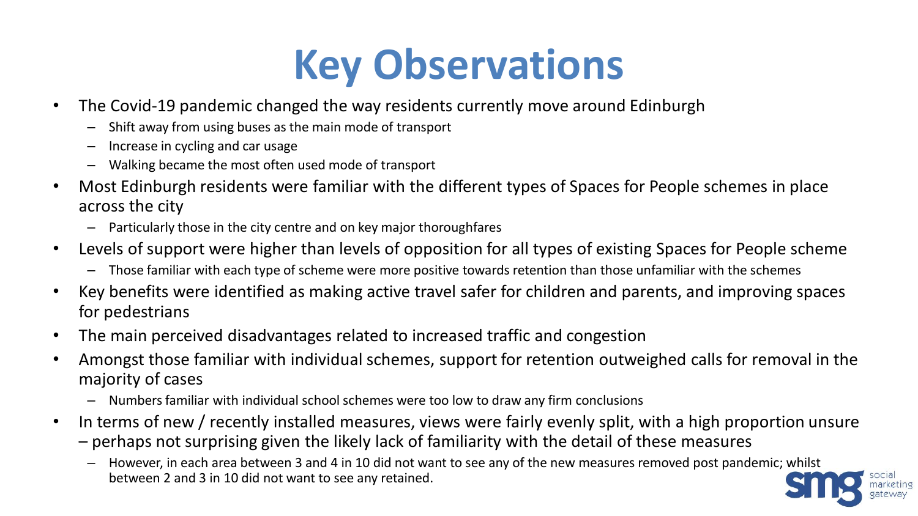# Key Observations

- The Covid-19 pandemic changed the way residents currently move around Edinburgh
  - Shift away from using buses as the main mode of transport
  - Increase in cycling and car usage
  - Walking became the most often used mode of transport
- Most Edinburgh residents were familiar with the different types of Spaces for People schemes in place across the city
  - Particularly those in the city centre and on key major thoroughfares
- Levels of support were higher than levels of opposition for all types of existing Spaces for People scheme
  - Those familiar with each type of scheme were more positive towards retention than those unfamiliar with the schemes
- Key benefits were identified as making active travel safer for children and parents, and improving spaces for pedestrians
- The main perceived disadvantages related to increased traffic and congestion
- Amongst those familiar with individual schemes, support for retention outweighed calls for removal in the majority of cases
  - Numbers familiar with individual school schemes were too low to draw any firm conclusions
- In terms of new / recently installed measures, views were fairly evenly split, with a high proportion unsure – perhaps not surprising given the likely lack of familiarity with the detail of these measures
  - However, in each area between 3 and 4 in 10 did not want to see any of the new measures removed post pandemic; whilst between 2 and 3 in 10 did not want to see any retained.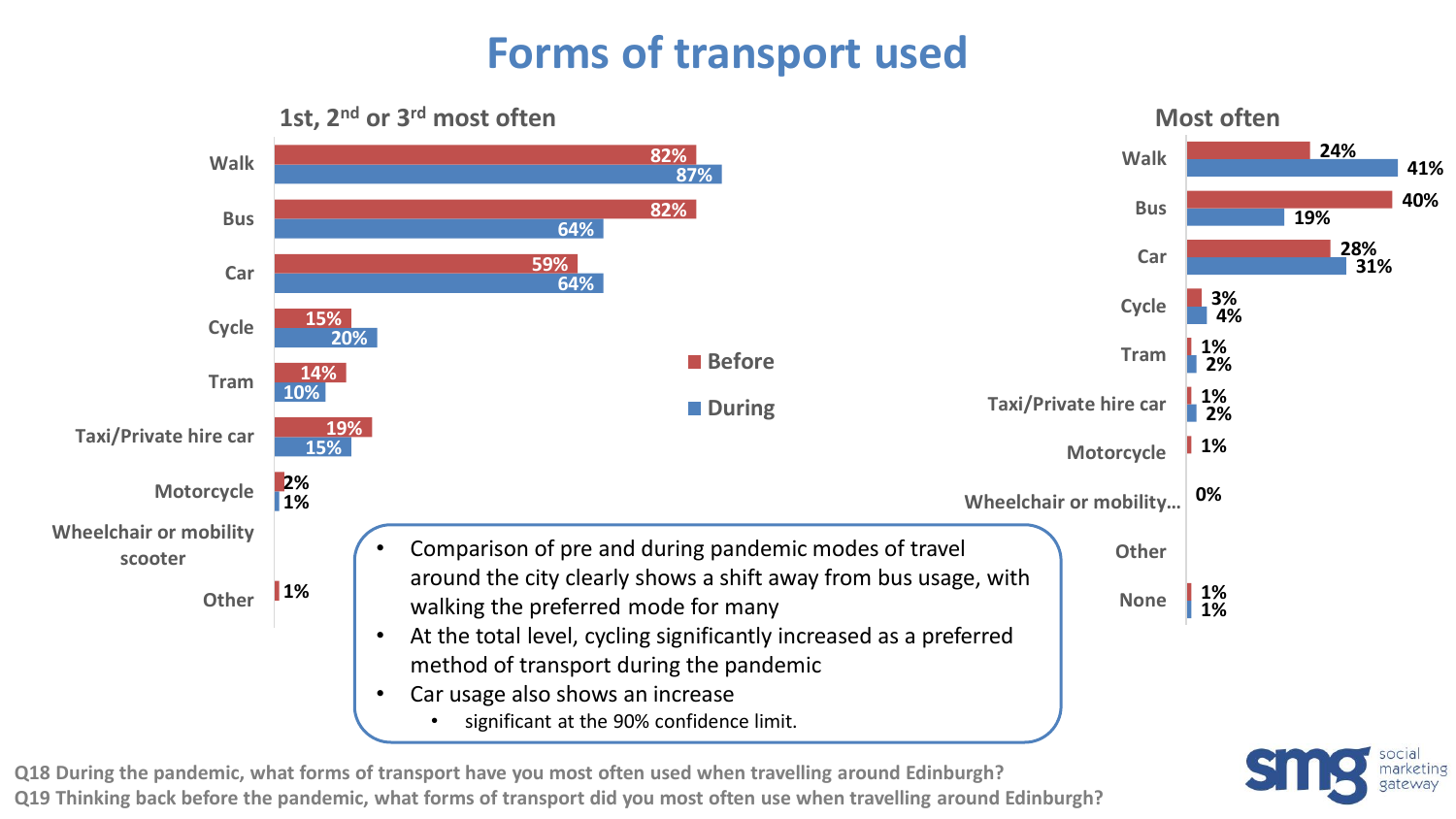# Forms of transport used

## 1st, 2nd or 3rd most often

| | Before | During |
|---|---|---|
| Walk | 82% | 87% |
| Bus | 82% | 64% |
| Car | 59% | 64% |
| Cycle | 15% | 20% |
| Tram | 14% | 10% |
| Taxi/Private hire car | 19% | 15% |
| Motorcycle | 2% | 1% |
| Wheelchair or mobility scooter | | |
| Other | 1% | |

## Most often

| | Before | During |
|---|---|---|
| Walk | 24% | 41% |
| Bus | 40% | 19% |
| Car | 28% | 31% |
| Cycle | 3% | 4% |
| Tram | 1% | 2% |
| Taxi/Private hire car | 1% | 2% |
| Motorcycle | 1% | |
| Wheelchair or mobility… | 0% | |
| Other | | |
| None | 1% | 1% |

- Comparison of pre and during pandemic modes of travel around the city clearly shows a shift away from bus usage, with walking the preferred mode for many
- At the total level, cycling significantly increased as a preferred method of transport during the pandemic
- Car usage also shows an increase
  - significant at the 90% confidence limit.

Q18 During the pandemic, what forms of transport have you most often used when travelling around Edinburgh?
Q19 Thinking back before the pandemic, what forms of transport did you most often use when travelling around Edinburgh?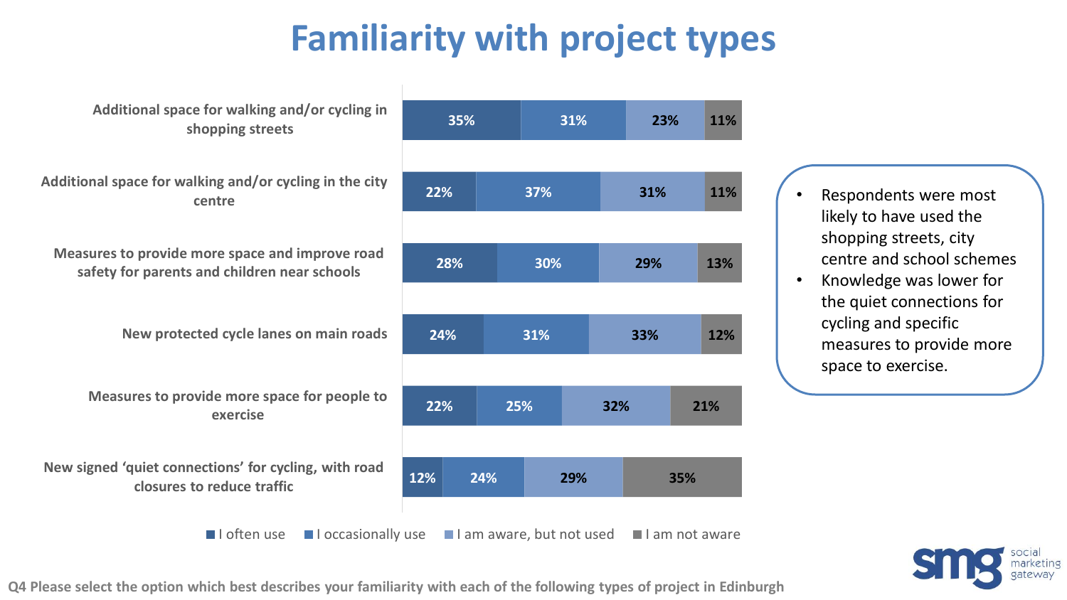# Familiarity with project types

| | I often use | I occasionally use | I am aware, but not used | I am not aware |
|---|---|---|---|---|
| Additional space for walking and/or cycling in shopping streets | 35% | 31% | 23% | 11% |
| Additional space for walking and/or cycling in the city centre | 22% | 37% | 31% | 11% |
| Measures to provide more space and improve road safety for parents and children near schools | 28% | 30% | 29% | 13% |
| New protected cycle lanes on main roads | 24% | 31% | 33% | 12% |
| Measures to provide more space for people to exercise | 22% | 25% | 32% | 21% |
| New signed 'quiet connections' for cycling, with road closures to reduce traffic | 12% | 24% | 29% | 35% |

- Respondents were most likely to have used the shopping streets, city centre and school schemes
- Knowledge was lower for the quiet connections for cycling and specific measures to provide more space to exercise.

**Q4 Please select the option which best describes your familiarity with each of the following types of project in Edinburgh**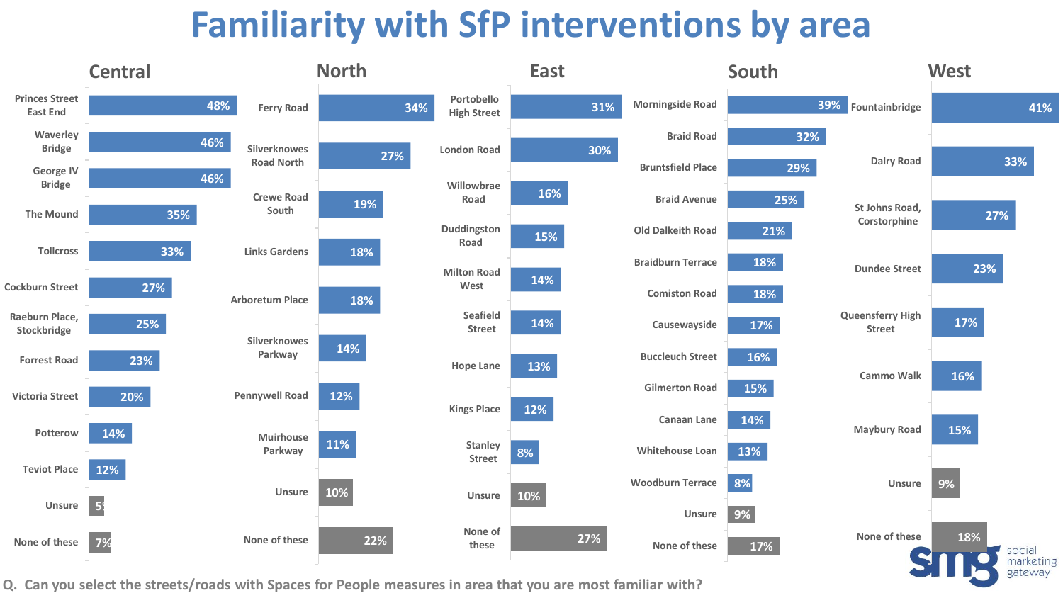# Familiarity with SfP interventions by area

## Central

| Street/Road | % |
|---|---|
| Princes Street East End | 48% |
| Waverley Bridge | 46% |
| George IV Bridge | 46% |
| The Mound | 35% |
| Tollcross | 33% |
| Cockburn Street | 27% |
| Raeburn Place, Stockbridge | 25% |
| Forrest Road | 23% |
| Victoria Street | 20% |
| Potterow | 14% |
| Teviot Place | 12% |
| Unsure | 5% |
| None of these | 7% |

## North

| Street/Road | % |
|---|---|
| Ferry Road | 34% |
| Silverknowes Road North | 27% |
| Crewe Road South | 19% |
| Links Gardens | 18% |
| Arboretum Place | 18% |
| Silverknowes Parkway | 14% |
| Pennywell Road | 12% |
| Muirhouse Parkway | 11% |
| Unsure | 10% |
| None of these | 22% |

## East

| Street/Road | % |
|---|---|
| Portobello High Street | 31% |
| London Road | 30% |
| Willowbrae Road | 16% |
| Duddingston Road | 15% |
| Milton Road West | 14% |
| Seafield Street | 14% |
| Hope Lane | 13% |
| Kings Place | 12% |
| Stanley Street | 8% |
| Unsure | 10% |
| None of these | 27% |

## South

| Street/Road | % |
|---|---|
| Morningside Road | 39% |
| Braid Road | 32% |
| Bruntsfield Place | 29% |
| Braid Avenue | 25% |
| Old Dalkeith Road | 21% |
| Braidburn Terrace | 18% |
| Comiston Road | 18% |
| Causewayside | 17% |
| Buccleuch Street | 16% |
| Gilmerton Road | 15% |
| Canaan Lane | 14% |
| Whitehouse Loan | 13% |
| Woodburn Terrace | 8% |
| Unsure | 9% |
| None of these | 17% |

## West

| Street/Road | % |
|---|---|
| Fountainbridge | 41% |
| Dalry Road | 33% |
| St Johns Road, Corstorphine | 27% |
| Dundee Street | 23% |
| Queensferry High Street | 17% |
| Cammo Walk | 16% |
| Maybury Road | 15% |
| Unsure | 9% |
| None of these | 18% |

Q. Can you select the streets/roads with Spaces for People measures in area that you are most familiar with?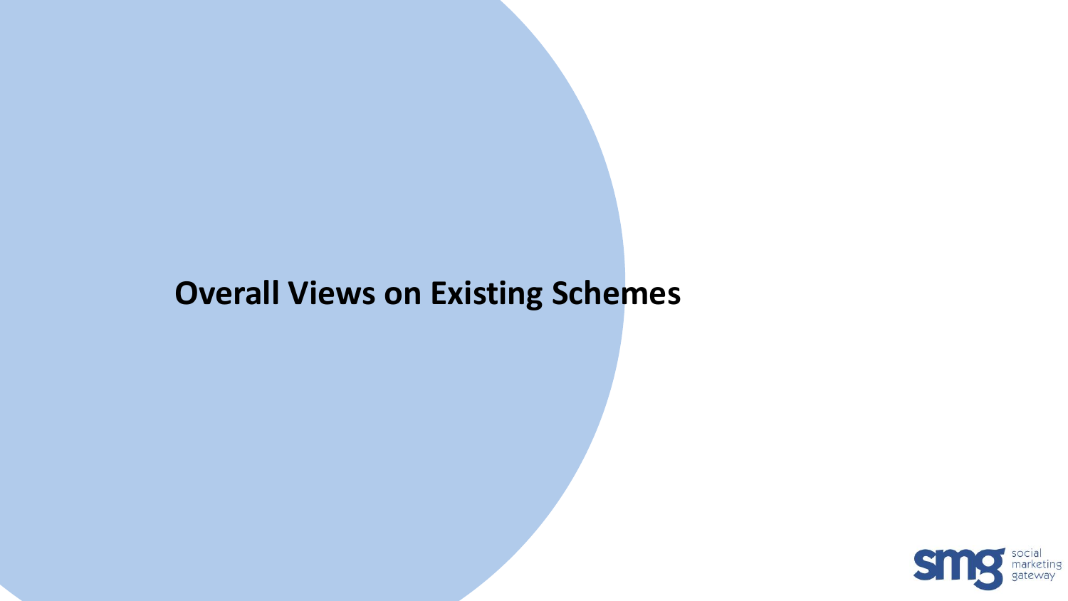# Overall Views on Existing Schemes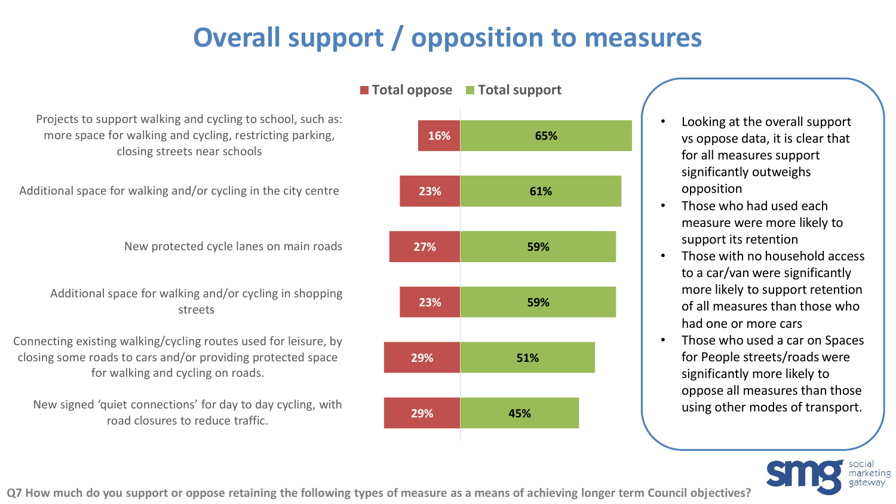# Overall support / opposition to measures

| Measure | Total oppose | Total support |
|---|---|---|
| Projects to support walking and cycling to school, such as: more space for walking and cycling, restricting parking, closing streets near schools | 16% | 65% |
| Additional space for walking and/or cycling in the city centre | 23% | 61% |
| New protected cycle lanes on main roads | 27% | 59% |
| Additional space for walking and/or cycling in shopping streets | 23% | 59% |
| Connecting existing walking/cycling routes used for leisure, by closing some roads to cars and/or providing protected space for walking and cycling on roads. | 29% | 51% |
| New signed 'quiet connections' for day to day cycling, with road closures to reduce traffic. | 29% | 45% |

- Looking at the overall support vs oppose data, it is clear that for all measures support significantly outweighs opposition
- Those who had used each measure were more likely to support its retention
- Those with no household access to a car/van were significantly more likely to support retention of all measures than those who had one or more cars
- Those who used a car on Spaces for People streets/roads were significantly more likely to oppose all measures than those using other modes of transport.

**Q7 How much do you support or oppose retaining the following types of measure as a means of achieving longer term Council objectives?**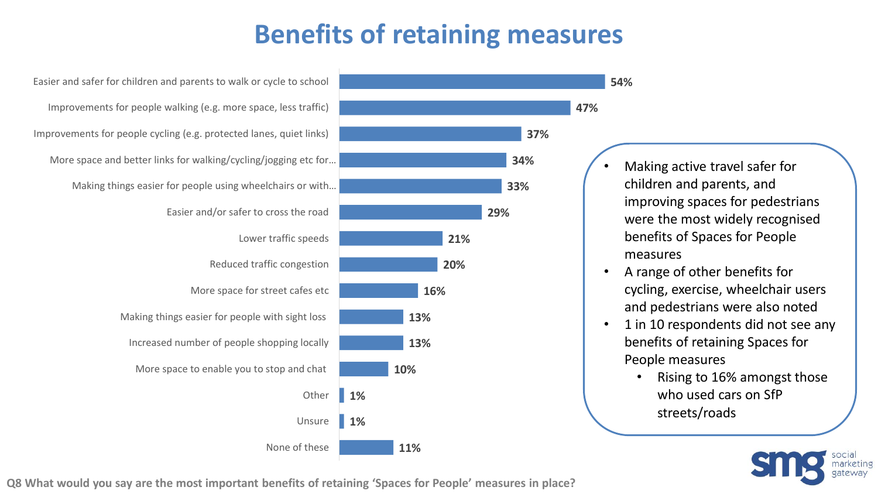# Benefits of retaining measures

| Benefit | % |
|---|---|
| Easier and safer for children and parents to walk or cycle to school | 54% |
| Improvements for people walking (e.g. more space, less traffic) | 47% |
| Improvements for people cycling (e.g. protected lanes, quiet links) | 37% |
| More space and better links for walking/cycling/jogging etc for… | 34% |
| Making things easier for people using wheelchairs or with… | 33% |
| Easier and/or safer to cross the road | 29% |
| Lower traffic speeds | 21% |
| Reduced traffic congestion | 20% |
| More space for street cafes etc | 16% |
| Making things easier for people with sight loss | 13% |
| Increased number of people shopping locally | 13% |
| More space to enable you to stop and chat | 10% |
| Other | 1% |
| Unsure | 1% |
| None of these | 11% |

- Making active travel safer for children and parents, and improving spaces for pedestrians were the most widely recognised benefits of Spaces for People measures
- A range of other benefits for cycling, exercise, wheelchair users and pedestrians were also noted
- 1 in 10 respondents did not see any benefits of retaining Spaces for People measures
  - Rising to 16% amongst those who used cars on SfP streets/roads

**Q8 What would you say are the most important benefits of retaining 'Spaces for People' measures in place?**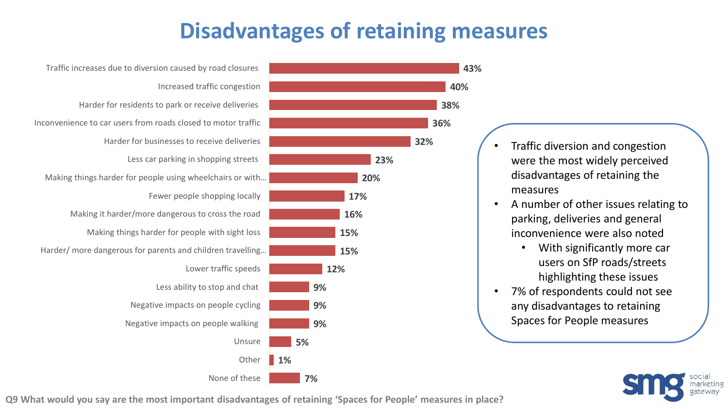# Disadvantages of retaining measures

| Disadvantage | % |
|---|---|
| Traffic increases due to diversion caused by road closures | 43% |
| Increased traffic congestion | 40% |
| Harder for residents to park or receive deliveries | 38% |
| Inconvenience to car users from roads closed to motor traffic | 36% |
| Harder for businesses to receive deliveries | 32% |
| Less car parking in shopping streets | 23% |
| Making things harder for people using wheelchairs or with... | 20% |
| Fewer people shopping locally | 17% |
| Making it harder/more dangerous to cross the road | 16% |
| Making things harder for people with sight loss | 15% |
| Harder/ more dangerous for parents and children travelling... | 15% |
| Lower traffic speeds | 12% |
| Less ability to stop and chat | 9% |
| Negative impacts on people cycling | 9% |
| Negative impacts on people walking | 9% |
| Unsure | 5% |
| Other | 1% |
| None of these | 7% |

- Traffic diversion and congestion were the most widely perceived disadvantages of retaining the measures
- A number of other issues relating to parking, deliveries and general inconvenience were also noted
  - With significantly more car users on SfP roads/streets highlighting these issues
- 7% of respondents could not see any disadvantages to retaining Spaces for People measures

**Q9 What would you say are the most important disadvantages of retaining 'Spaces for People' measures in place?**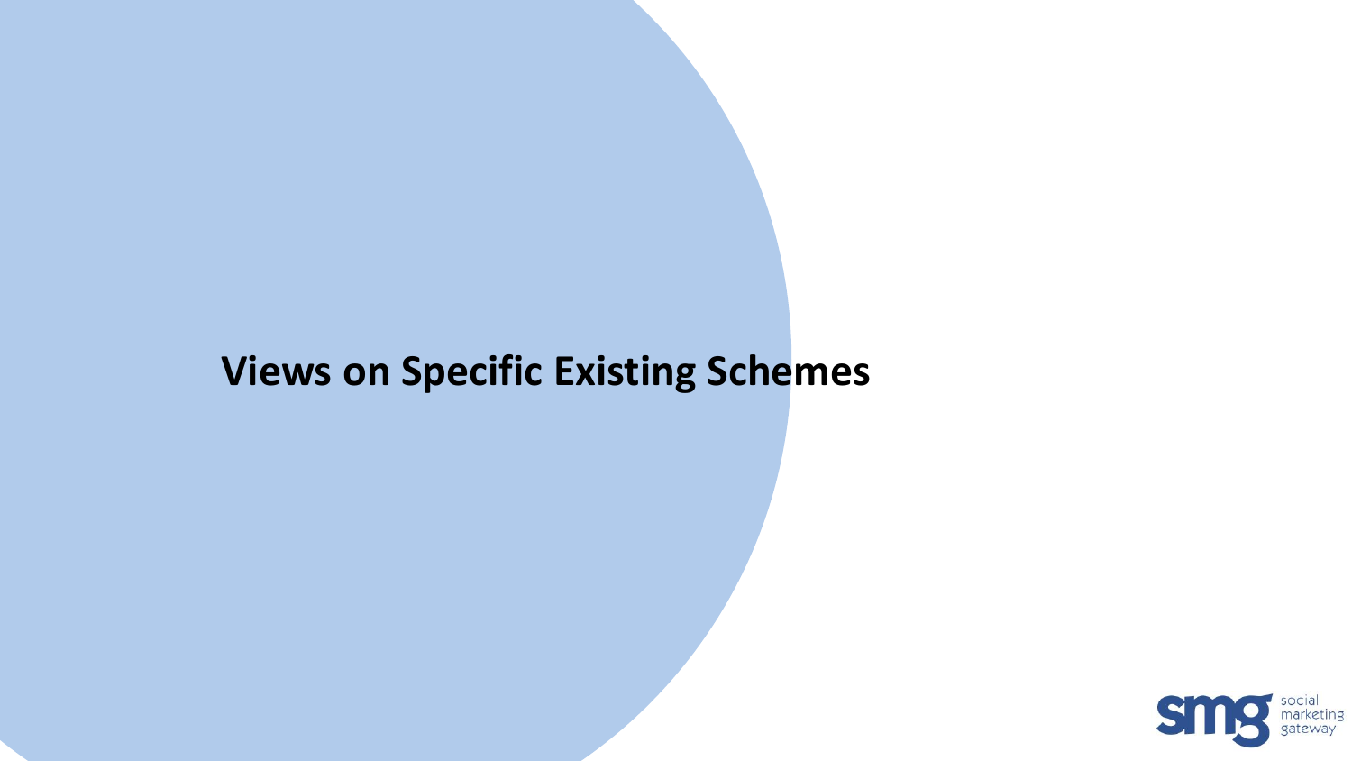# Views on Specific Existing Schemes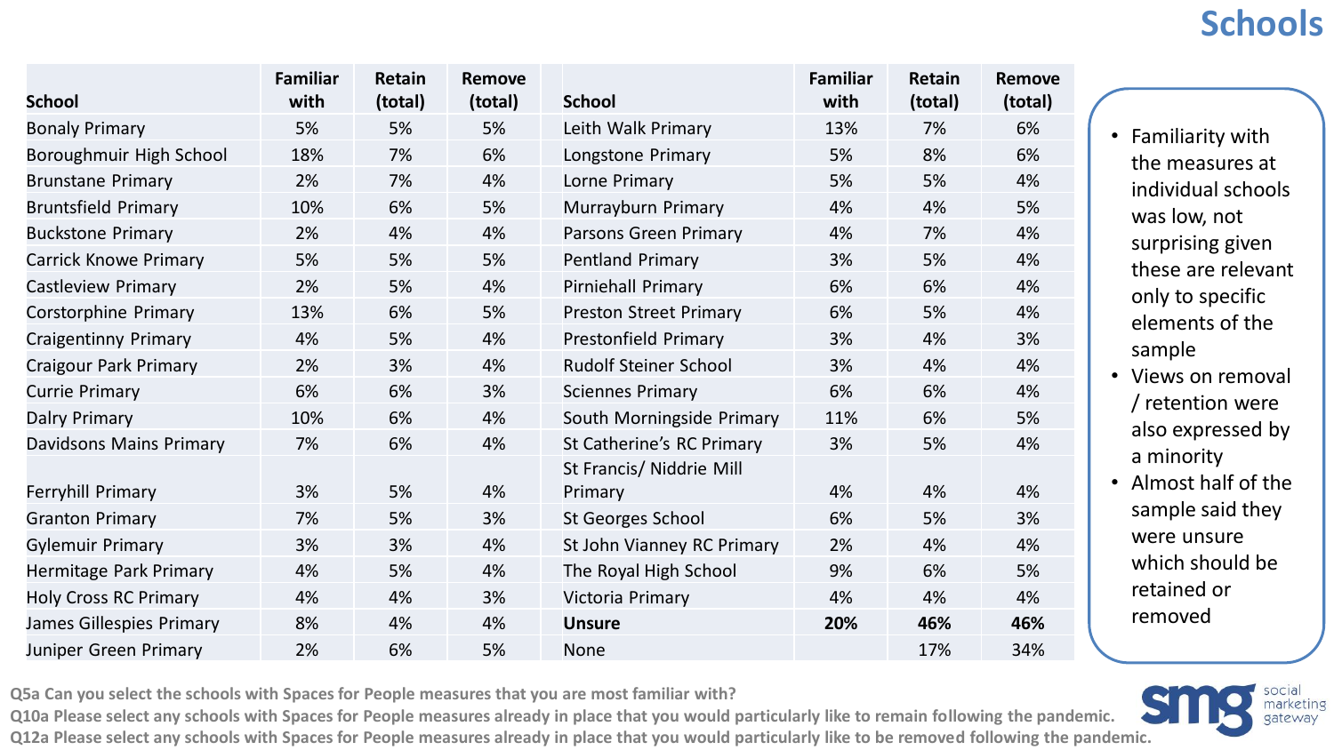# Schools

| School | Familiar with | Retain (total) | Remove (total) | School | Familiar with | Retain (total) | Remove (total) |
|---|---|---|---|---|---|---|---|
| Bonaly Primary | 5% | 5% | 5% | Leith Walk Primary | 13% | 7% | 6% |
| Boroughmuir High School | 18% | 7% | 6% | Longstone Primary | 5% | 8% | 6% |
| Brunstane Primary | 2% | 7% | 4% | Lorne Primary | 5% | 5% | 4% |
| Bruntsfield Primary | 10% | 6% | 5% | Murrayburn Primary | 4% | 4% | 5% |
| Buckstone Primary | 2% | 4% | 4% | Parsons Green Primary | 4% | 7% | 4% |
| Carrick Knowe Primary | 5% | 5% | 5% | Pentland Primary | 3% | 5% | 4% |
| Castleview Primary | 2% | 5% | 4% | Pirniehall Primary | 6% | 6% | 4% |
| Corstorphine Primary | 13% | 6% | 5% | Preston Street Primary | 6% | 5% | 4% |
| Craigentinny Primary | 4% | 5% | 4% | Prestonfield Primary | 3% | 4% | 3% |
| Craigour Park Primary | 2% | 3% | 4% | Rudolf Steiner School | 3% | 4% | 4% |
| Currie Primary | 6% | 6% | 3% | Sciennes Primary | 6% | 6% | 4% |
| Dalry Primary | 10% | 6% | 4% | South Morningside Primary | 11% | 6% | 5% |
| Davidsons Mains Primary | 7% | 6% | 4% | St Catherine's RC Primary | 3% | 5% | 4% |
| Ferryhill Primary | 3% | 5% | 4% | St Francis/ Niddrie Mill Primary | 4% | 4% | 4% |
| Granton Primary | 7% | 5% | 3% | St Georges School | 6% | 5% | 3% |
| Gylemuir Primary | 3% | 3% | 4% | St John Vianney RC Primary | 2% | 4% | 4% |
| Hermitage Park Primary | 4% | 5% | 4% | The Royal High School | 9% | 6% | 5% |
| Holy Cross RC Primary | 4% | 4% | 3% | Victoria Primary | 4% | 4% | 4% |
| James Gillespies Primary | 8% | 4% | 4% | **Unsure** | **20%** | **46%** | **46%** |
| Juniper Green Primary | 2% | 6% | 5% | None | | 17% | 34% |

- Familiarity with the measures at individual schools was low, not surprising given these are relevant only to specific elements of the sample
- Views on removal / retention were also expressed by a minority
- Almost half of the sample said they were unsure which should be retained or removed

Q5a Can you select the schools with Spaces for People measures that you are most familiar with?
Q10a Please select any schools with Spaces for People measures already in place that you would particularly like to remain following the pandemic.
Q12a Please select any schools with Spaces for People measures already in place that you would particularly like to be removed following the pandemic.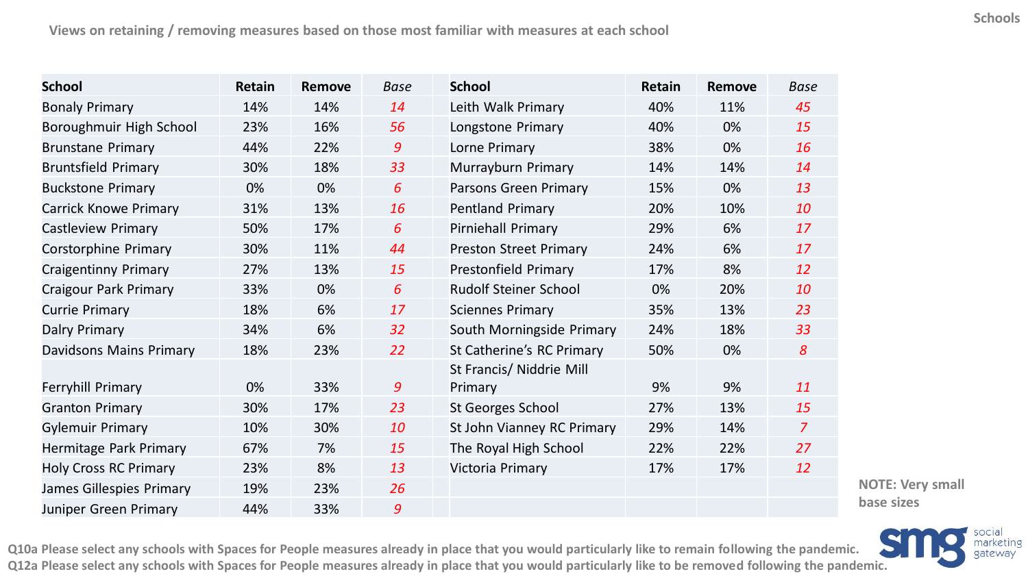Views on retaining / removing measures based on those most familiar with measures at each school

| School | Retain | Remove | *Base* | School | Retain | Remove | *Base* |
|---|---|---|---|---|---|---|---|
| Bonaly Primary | 14% | 14% | *14* | Leith Walk Primary | 40% | 11% | *45* |
| Boroughmuir High School | 23% | 16% | *56* | Longstone Primary | 40% | 0% | *15* |
| Brunstane Primary | 44% | 22% | *9* | Lorne Primary | 38% | 0% | *16* |
| Bruntsfield Primary | 30% | 18% | *33* | Murrayburn Primary | 14% | 14% | *14* |
| Buckstone Primary | 0% | 0% | *6* | Parsons Green Primary | 15% | 0% | *13* |
| Carrick Knowe Primary | 31% | 13% | *16* | Pentland Primary | 20% | 10% | *10* |
| Castleview Primary | 50% | 17% | *6* | Pirniehall Primary | 29% | 6% | *17* |
| Corstorphine Primary | 30% | 11% | *44* | Preston Street Primary | 24% | 6% | *17* |
| Craigentinny Primary | 27% | 13% | *15* | Prestonfield Primary | 17% | 8% | *12* |
| Craigour Park Primary | 33% | 0% | *6* | Rudolf Steiner School | 0% | 20% | *10* |
| Currie Primary | 18% | 6% | *17* | Sciennes Primary | 35% | 13% | *23* |
| Dalry Primary | 34% | 6% | *32* | South Morningside Primary | 24% | 18% | *33* |
| Davidsons Mains Primary | 18% | 23% | *22* | St Catherine's RC Primary | 50% | 0% | *8* |
| Ferryhill Primary | 0% | 33% | *9* | St Francis/ Niddrie Mill Primary | 9% | 9% | *11* |
| Granton Primary | 30% | 17% | *23* | St Georges School | 27% | 13% | *15* |
| Gylemuir Primary | 10% | 30% | *10* | St John Vianney RC Primary | 29% | 14% | *7* |
| Hermitage Park Primary | 67% | 7% | *15* | The Royal High School | 22% | 22% | *27* |
| Holy Cross RC Primary | 23% | 8% | *13* | Victoria Primary | 17% | 17% | *12* |
| James Gillespies Primary | 19% | 23% | *26* | | | | |
| Juniper Green Primary | 44% | 33% | *9* | | | | |

**NOTE: Very small base sizes**

Q10a Please select any schools with Spaces for People measures already in place that you would particularly like to remain following the pandemic.
Q12a Please select any schools with Spaces for People measures already in place that you would particularly like to be removed following the pandemic.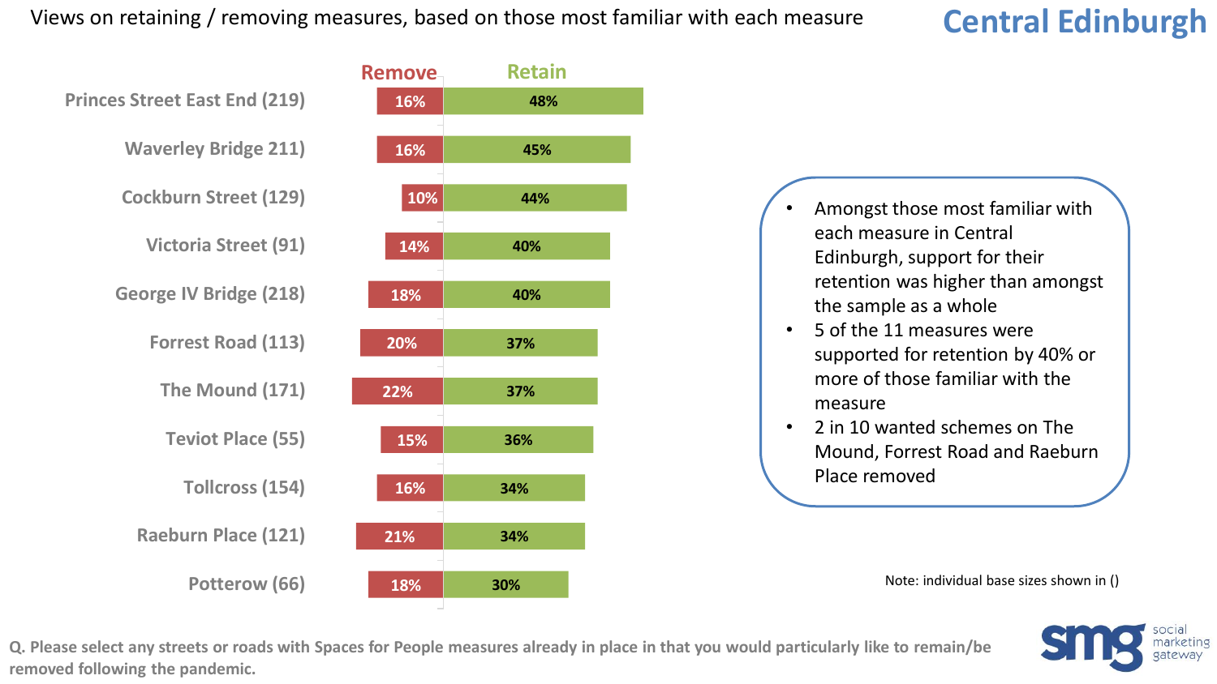# Views on retaining / removing measures, based on those most familiar with each measure

## Central Edinburgh

| Measure | Remove | Retain |
|---|---|---|
| Princes Street East End (219) | 16% | 48% |
| Waverley Bridge 211) | 16% | 45% |
| Cockburn Street (129) | 10% | 44% |
| Victoria Street (91) | 14% | 40% |
| George IV Bridge (218) | 18% | 40% |
| Forrest Road (113) | 20% | 37% |
| The Mound (171) | 22% | 37% |
| Teviot Place (55) | 15% | 36% |
| Tollcross (154) | 16% | 34% |
| Raeburn Place (121) | 21% | 34% |
| Potterow (66) | 18% | 30% |

- Amongst those most familiar with each measure in Central Edinburgh, support for their retention was higher than amongst the sample as a whole
- 5 of the 11 measures were supported for retention by 40% or more of those familiar with the measure
- 2 in 10 wanted schemes on The Mound, Forrest Road and Raeburn Place removed

Note: individual base sizes shown in ()

**Q. Please select any streets or roads with Spaces for People measures already in place in that you would particularly like to remain/be removed following the pandemic.**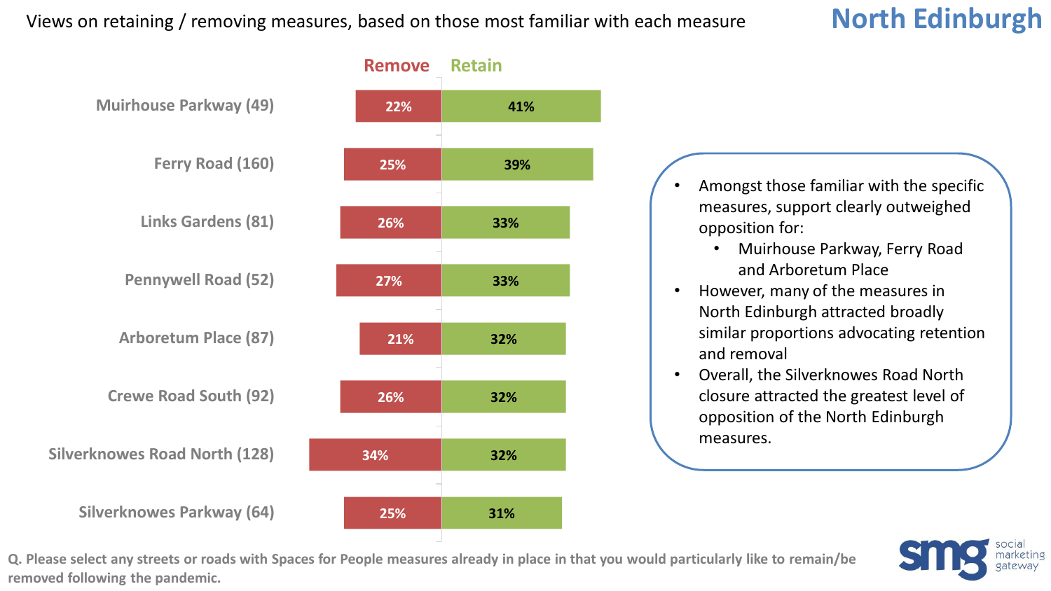# North Edinburgh

Views on retaining / removing measures, based on those most familiar with each measure

| | Remove | Retain |
|---|---|---|
| Muirhouse Parkway (49) | 22% | 41% |
| Ferry Road (160) | 25% | 39% |
| Links Gardens (81) | 26% | 33% |
| Pennywell Road (52) | 27% | 33% |
| Arboretum Place (87) | 21% | 32% |
| Crewe Road South (92) | 26% | 32% |
| Silverknowes Road North (128) | 34% | 32% |
| Silverknowes Parkway (64) | 25% | 31% |

- Amongst those familiar with the specific measures, support clearly outweighed opposition for:
  - Muirhouse Parkway, Ferry Road and Arboretum Place
- However, many of the measures in North Edinburgh attracted broadly similar proportions advocating retention and removal
- Overall, the Silverknowes Road North closure attracted the greatest level of opposition of the North Edinburgh measures.

**Q. Please select any streets or roads with Spaces for People measures already in place in that you would particularly like to remain/be removed following the pandemic.**

smg social marketing gateway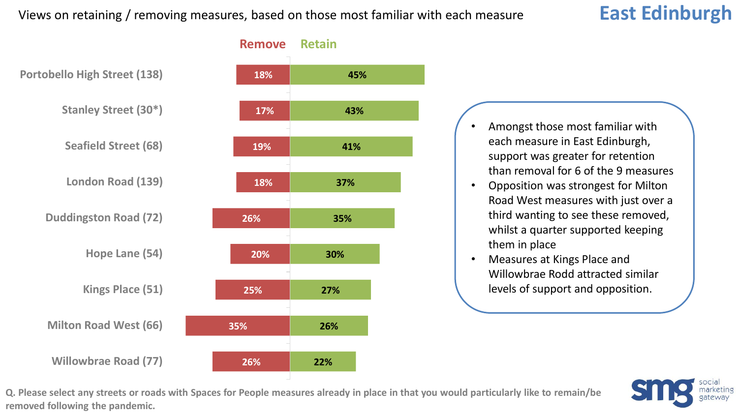# Views on retaining / removing measures, based on those most familiar with each measure

## East Edinburgh

| | Remove | Retain |
|---|---|---|
| Portobello High Street (138) | 18% | 45% |
| Stanley Street (30*) | 17% | 43% |
| Seafield Street (68) | 19% | 41% |
| London Road (139) | 18% | 37% |
| Duddingston Road (72) | 26% | 35% |
| Hope Lane (54) | 20% | 30% |
| Kings Place (51) | 25% | 27% |
| Milton Road West (66) | 35% | 26% |
| Willowbrae Road (77) | 26% | 22% |

- Amongst those most familiar with each measure in East Edinburgh, support was greater for retention than removal for 6 of the 9 measures
- Opposition was strongest for Milton Road West measures with just over a third wanting to see these removed, whilst a quarter supported keeping them in place
- Measures at Kings Place and Willowbrae Rodd attracted similar levels of support and opposition.

**Q. Please select any streets or roads with Spaces for People measures already in place in that you would particularly like to remain/be removed following the pandemic.**

smg social marketing gateway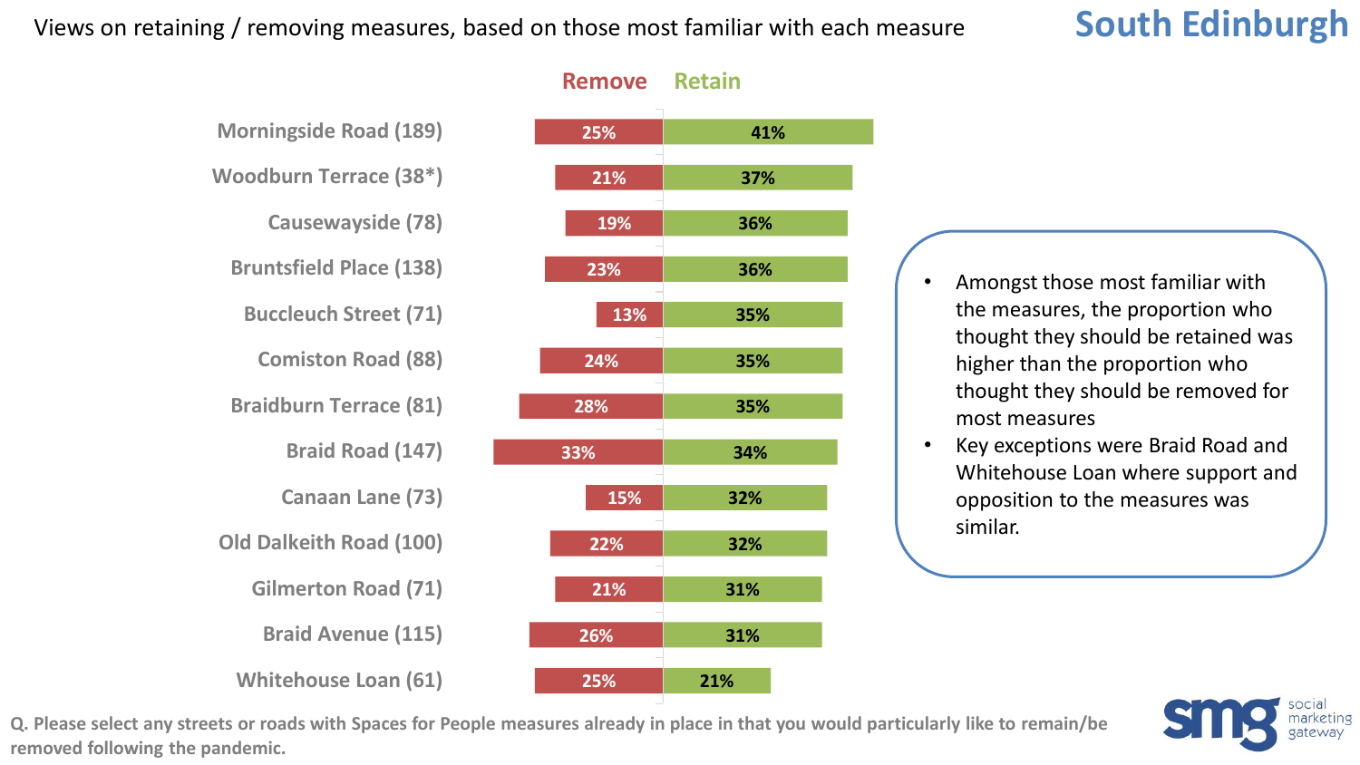# Views on retaining / removing measures, based on those most familiar with each measure

## South Edinburgh

| Street | Remove | Retain |
| --- | --- | --- |
| Morningside Road (189) | 25% | 41% |
| Woodburn Terrace (38*) | 21% | 37% |
| Causewayside (78) | 19% | 36% |
| Bruntsfield Place (138) | 23% | 36% |
| Buccleuch Street (71) | 13% | 35% |
| Comiston Road (88) | 24% | 35% |
| Braidburn Terrace (81) | 28% | 35% |
| Braid Road (147) | 33% | 34% |
| Canaan Lane (73) | 15% | 32% |
| Old Dalkeith Road (100) | 22% | 32% |
| Gilmerton Road (71) | 21% | 31% |
| Braid Avenue (115) | 26% | 31% |
| Whitehouse Loan (61) | 25% | 21% |

- Amongst those most familiar with the measures, the proportion who thought they should be retained was higher than the proportion who thought they should be removed for most measures
- Key exceptions were Braid Road and Whitehouse Loan where support and opposition to the measures was similar.

**Q. Please select any streets or roads with Spaces for People measures already in place in that you would particularly like to remain/be removed following the pandemic.**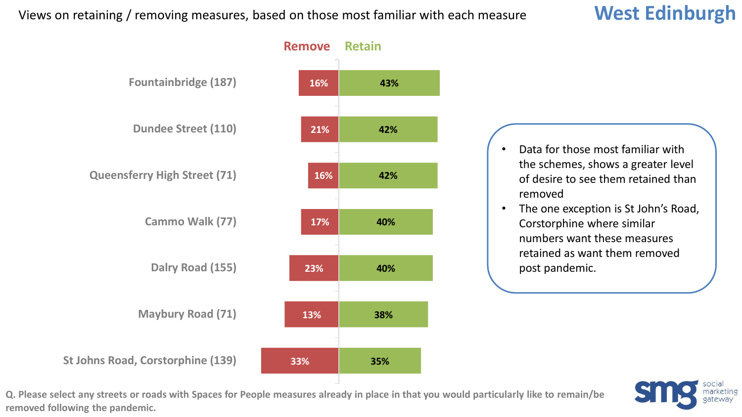## West Edinburgh

### Views on retaining / removing measures, based on those most familiar with each measure

| Measure | Remove | Retain |
|---|---|---|
| Fountainbridge (187) | 16% | 43% |
| Dundee Street (110) | 21% | 42% |
| Queensferry High Street (71) | 16% | 42% |
| Cammo Walk (77) | 17% | 40% |
| Dalry Road (155) | 23% | 40% |
| Maybury Road (71) | 13% | 38% |
| St Johns Road, Corstorphine (139) | 33% | 35% |

- Data for those most familiar with the schemes, shows a greater level of desire to see them retained than removed
- The one exception is St John's Road, Corstorphine where similar numbers want these measures retained as want them removed post pandemic.

**Q. Please select any streets or roads with Spaces for People measures already in place in that you would particularly like to remain/be removed following the pandemic.**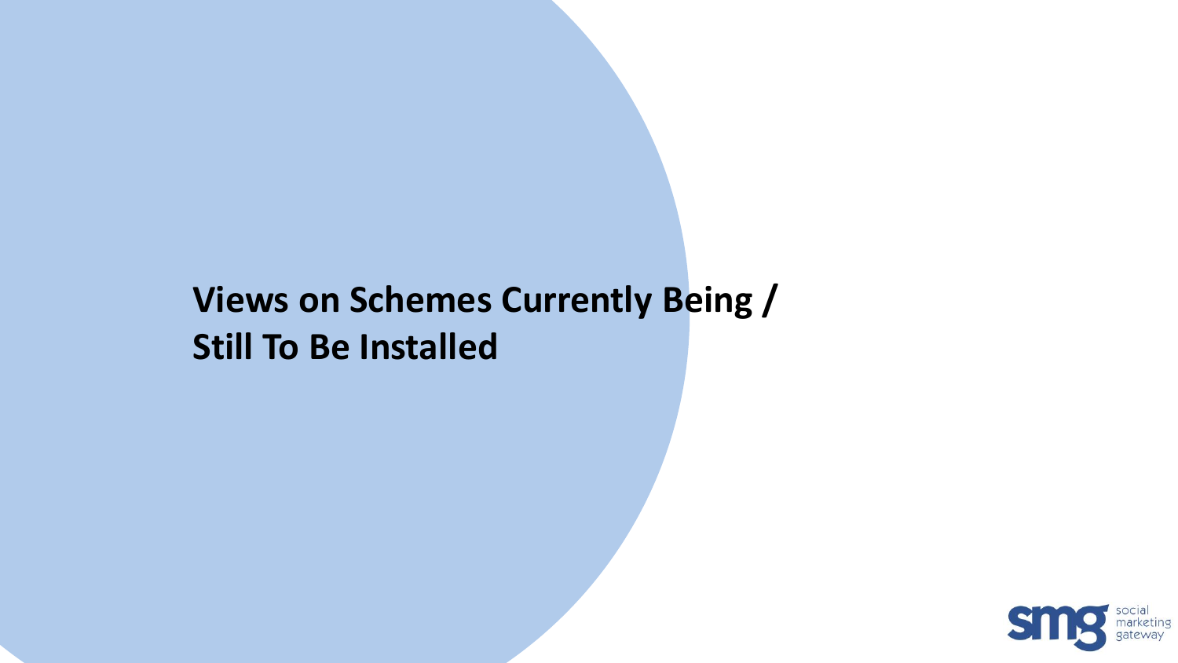# Views on Schemes Currently Being / Still To Be Installed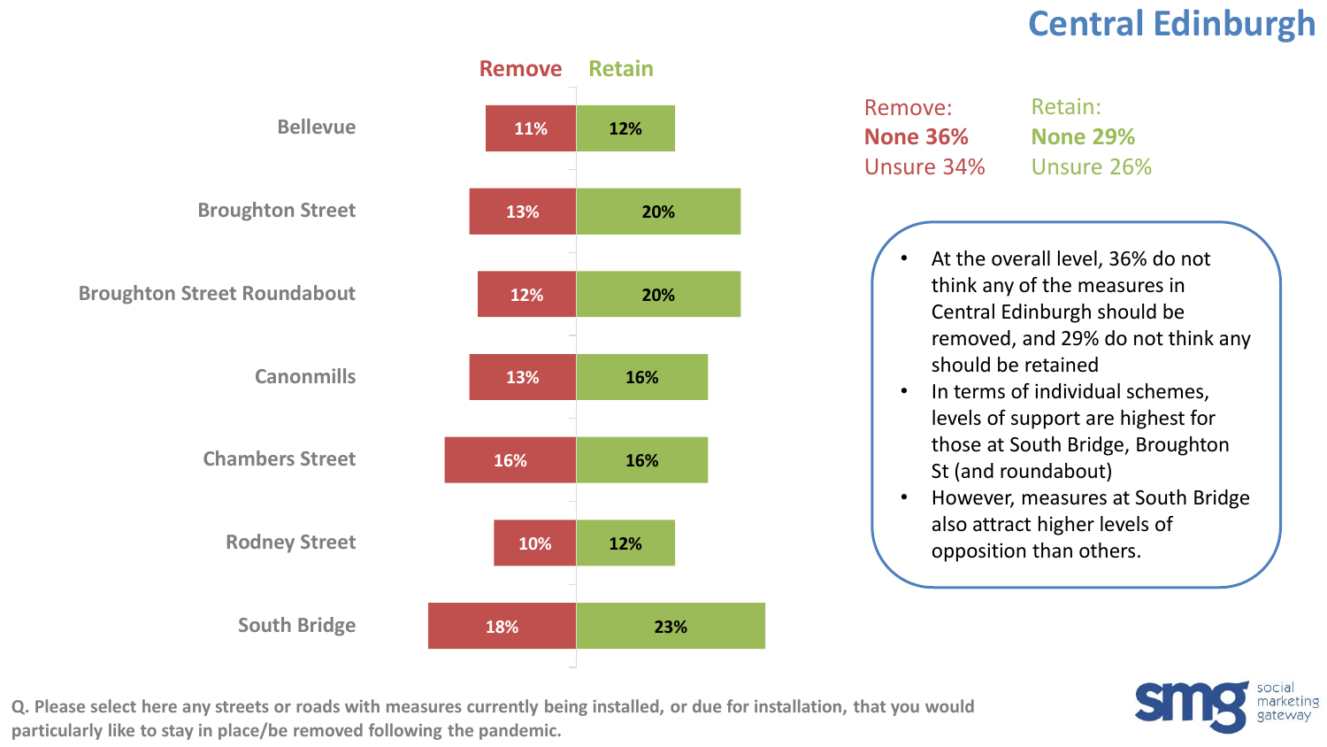# Central Edinburgh

| | Remove | Retain |
|---|---|---|
| Bellevue | 11% | 12% |
| Broughton Street | 13% | 20% |
| Broughton Street Roundabout | 12% | 20% |
| Canonmills | 13% | 16% |
| Chambers Street | 16% | 16% |
| Rodney Street | 10% | 12% |
| South Bridge | 18% | 23% |

| Remove: | Retain: |
|---|---|
| **None 36%** | **None 29%** |
| Unsure 34% | Unsure 26% |

- At the overall level, 36% do not think any of the measures in Central Edinburgh should be removed, and 29% do not think any should be retained
- In terms of individual schemes, levels of support are highest for those at South Bridge, Broughton St (and roundabout)
- However, measures at South Bridge also attract higher levels of opposition than others.

**Q. Please select here any streets or roads with measures currently being installed, or due for installation, that you would particularly like to stay in place/be removed following the pandemic.**

smg social marketing gateway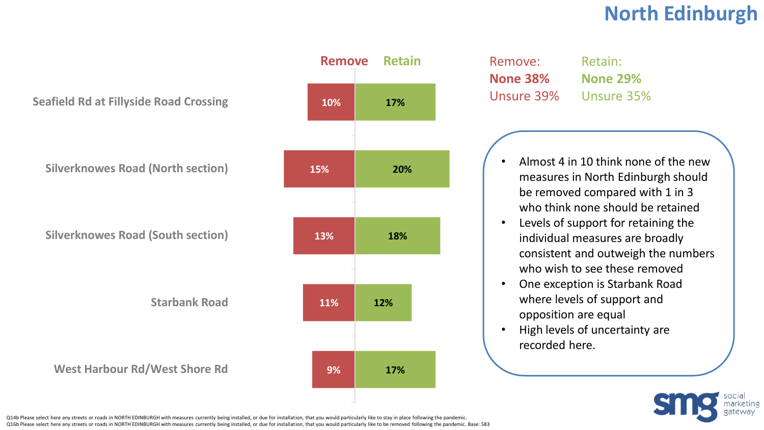# North Edinburgh

| | Remove | Retain |
|---|---|---|
| Seafield Rd at Fillyside Road Crossing | 10% | 17% |
| Silverknowes Road (North section) | 15% | 20% |
| Silverknowes Road (South section) | 13% | 18% |
| Starbank Road | 11% | 12% |
| West Harbour Rd/West Shore Rd | 9% | 17% |

| Remove: | Retain: |
|---|---|
| **None 38%** | **None 29%** |
| Unsure 39% | Unsure 35% |

- Almost 4 in 10 think none of the new measures in North Edinburgh should be removed compared with 1 in 3 who think none should be retained
- Levels of support for retaining the individual measures are broadly consistent and outweigh the numbers who wish to see these removed
- One exception is Starbank Road where levels of support and opposition are equal
- High levels of uncertainty are recorded here.

Q14b Please select here any streets or roads in NORTH EDINBURGH with measures currently being installed, or due for installation, that you would particularly like to stay in place following the pandemic.
Q16b Please select here any streets or roads in NORTH EDINBURGH with measures currently being installed, or due for installation, that you would particularly like to be removed following the pandemic. Base: 583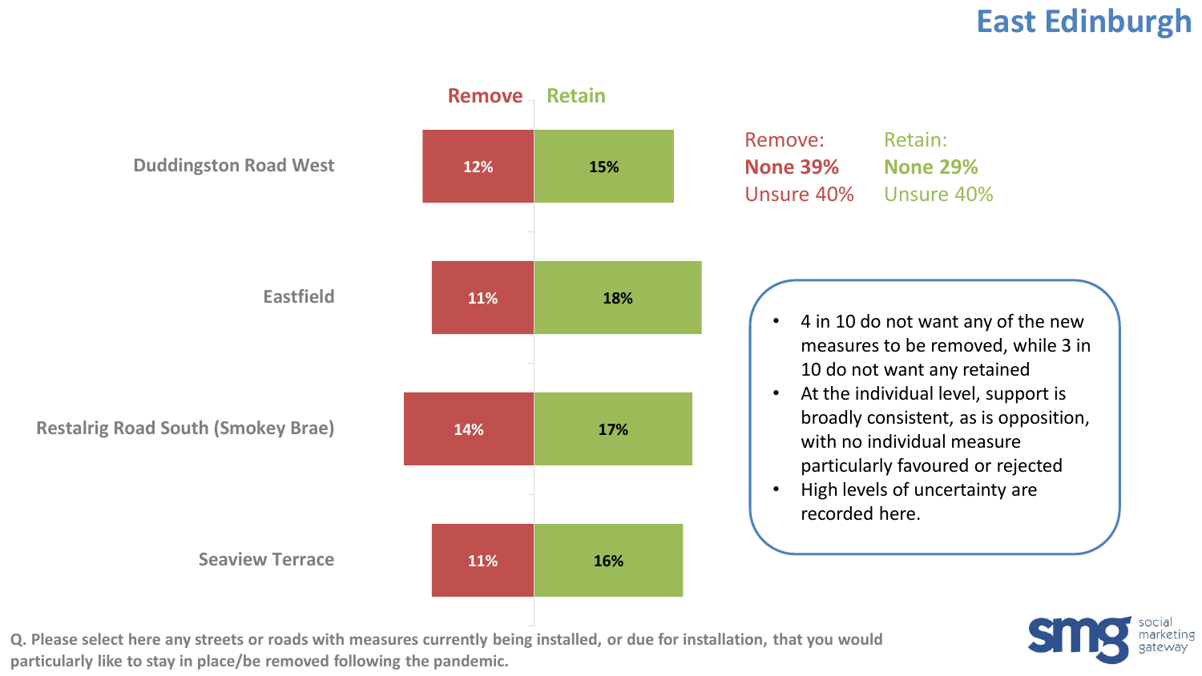# East Edinburgh

| | Remove | Retain |
|---|---|---|
| Duddingston Road West | 12% | 15% |
| Eastfield | 11% | 18% |
| Restalrig Road South (Smokey Brae) | 14% | 17% |
| Seaview Terrace | 11% | 16% |

| Remove: | Retain: |
|---|---|
| **None 39%** | **None 29%** |
| Unsure 40% | Unsure 40% |

- 4 in 10 do not want any of the new measures to be removed, while 3 in 10 do not want any retained
- At the individual level, support is broadly consistent, as is opposition, with no individual measure particularly favoured or rejected
- High levels of uncertainty are recorded here.

**Q. Please select here any streets or roads with measures currently being installed, or due for installation, that you would particularly like to stay in place/be removed following the pandemic.**

smg social marketing gateway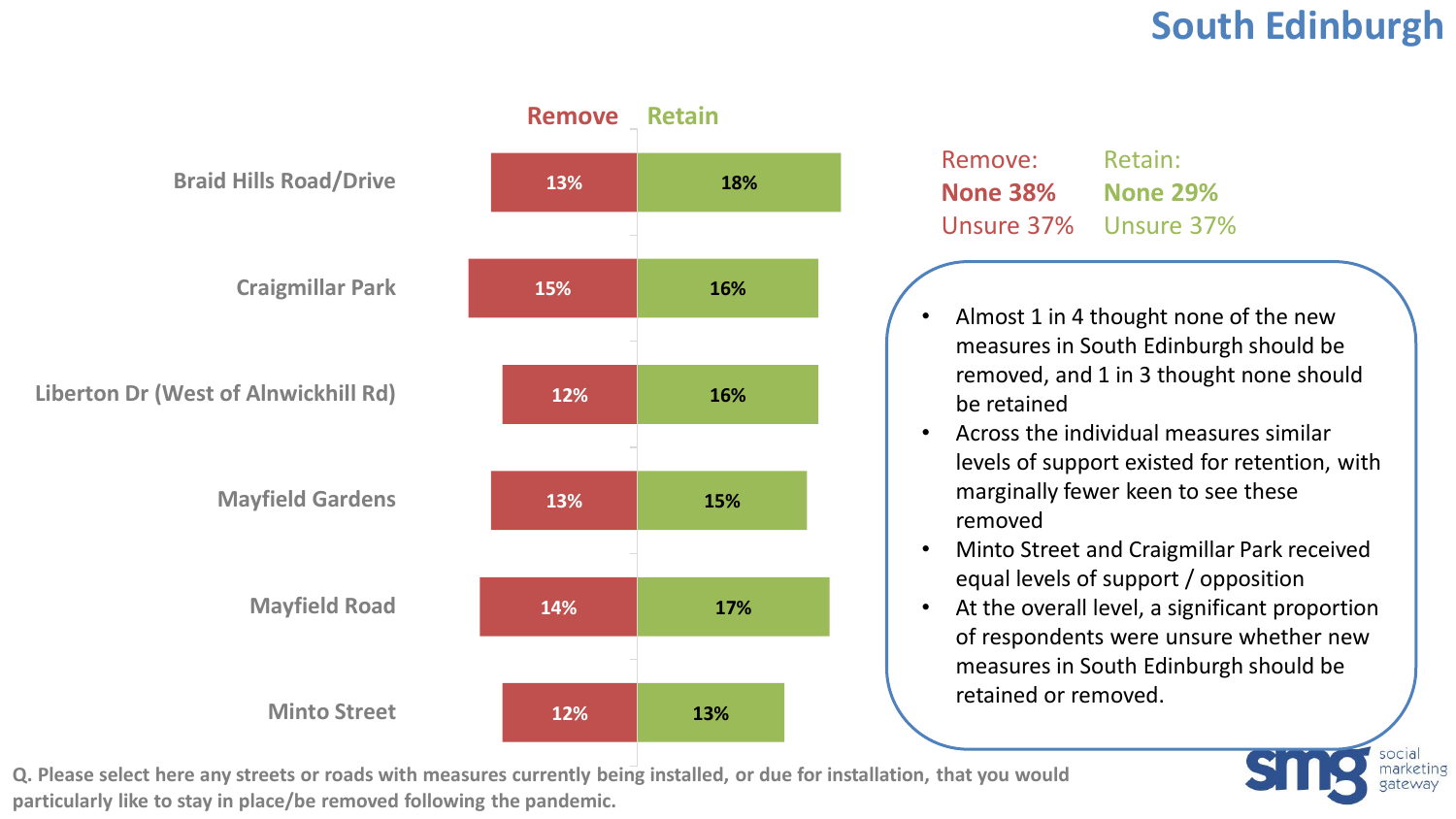# South Edinburgh

| | Remove | Retain |
|---|---|---|
| Braid Hills Road/Drive | 13% | 18% |
| Craigmillar Park | 15% | 16% |
| Liberton Dr (West of Alnwickhill Rd) | 12% | 16% |
| Mayfield Gardens | 13% | 15% |
| Mayfield Road | 14% | 17% |
| Minto Street | 12% | 13% |

| Remove: | Retain: |
|---|---|
| **None 38%** | **None 29%** |
| Unsure 37% | Unsure 37% |

- Almost 1 in 4 thought none of the new measures in South Edinburgh should be removed, and 1 in 3 thought none should be retained
- Across the individual measures similar levels of support existed for retention, with marginally fewer keen to see these removed
- Minto Street and Craigmillar Park received equal levels of support / opposition
- At the overall level, a significant proportion of respondents were unsure whether new measures in South Edinburgh should be retained or removed.

**Q. Please select here any streets or roads with measures currently being installed, or due for installation, that you would particularly like to stay in place/be removed following the pandemic.**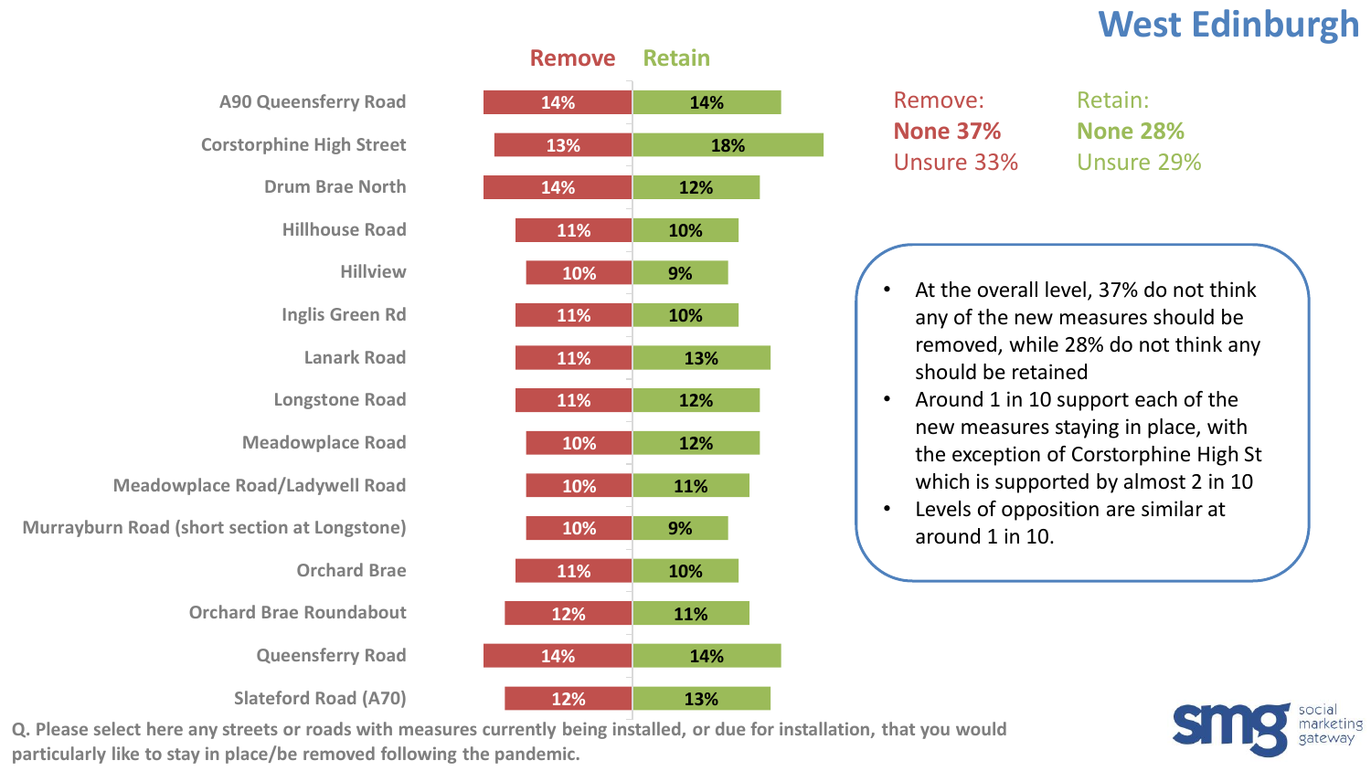# West Edinburgh

Remove | Retain

A90 Queensferry Road 14% 14%
Corstorphine High Street 13% 18%
Drum Brae North 14% 12%
Hillhouse Road 11% 10%
Hillview 10% 9%
Inglis Green Rd 11% 10%
Lanark Road 11% 13%
Longstone Road 11% 12%
Meadowplace Road 10% 12%
Meadowplace Road/Ladywell Road 10% 11%
Murrayburn Road (short section at Longstone) 10% 9%
Orchard Brae 11% 10%
Orchard Brae Roundabout 12% 11%
Queensferry Road 14% 14%
Slateford Road (A70) 12% 13%

Remove:
**None 37%**
Unsure 33%

Retain:
**None 28%**
Unsure 29%

- At the overall level, 37% do not think any of the new measures should be removed, while 28% do not think any should be retained
- Around 1 in 10 support each of the new measures staying in place, with the exception of Corstorphine High St which is supported by almost 2 in 10
- Levels of opposition are similar at around 1 in 10.

**Q. Please select here any streets or roads with measures currently being installed, or due for installation, that you would particularly like to stay in place/be removed following the pandemic.**

smg social marketing gateway